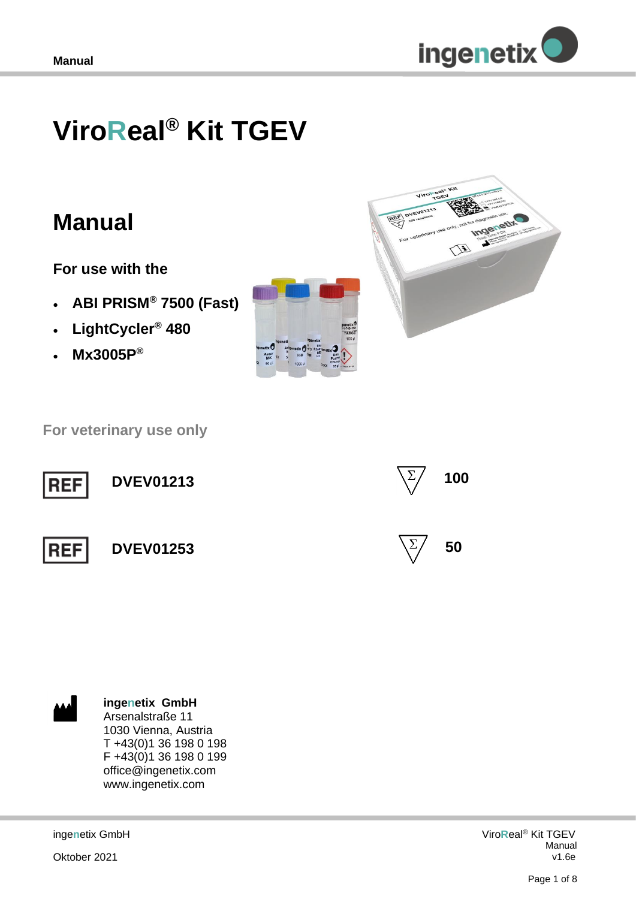# ViroReal® Kit TGEV

## Manual

**For use with the**

- **ABI PRISM® 7500 (Fast)**
- **LightCycler® 480**
- **Mx3005P®**

**For veterinary use only**

| | | | |
|---|---|---|---|
| REF | **DVEV01213** | Σ | **100** |
| REF | **DVEV01253** | Σ | **50** |

**ingenetix GmbH**
Arsenalstraße 11
1030 Vienna, Austria
T +43(0)1 36 198 0 198
F +43(0)1 36 198 0 199
office@ingenetix.com
www.ingenetix.com

ingenetix GmbH
Oktober 2021

ViroReal® Kit TGEV
Manual
v1.6e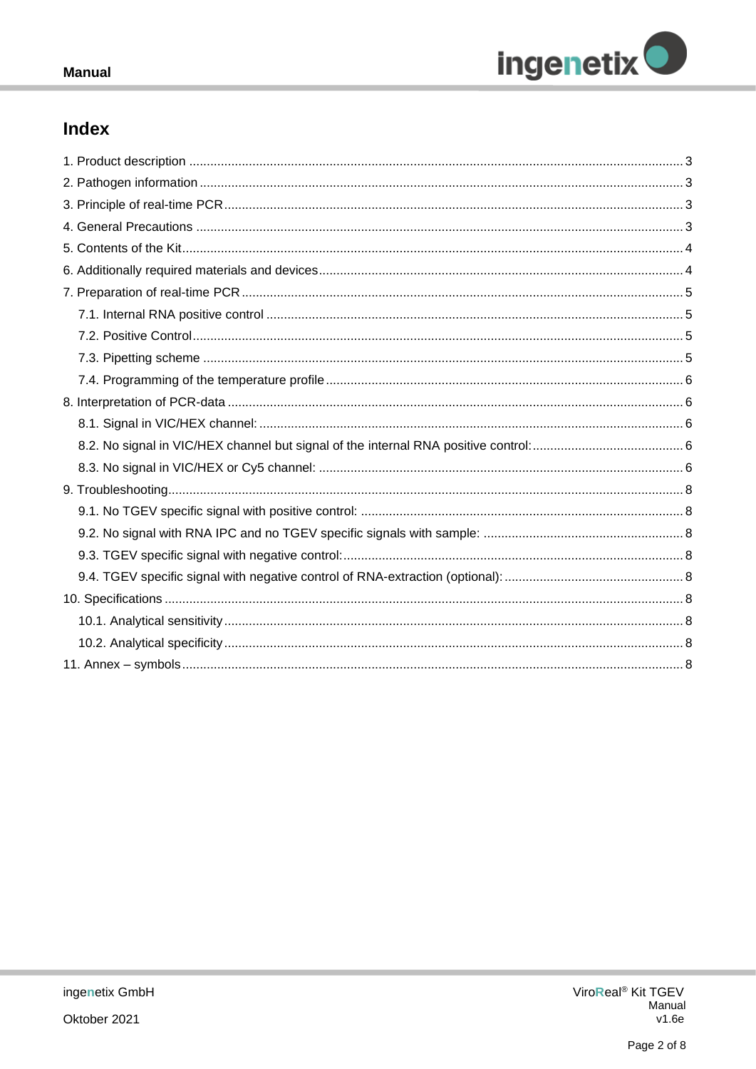# Index

1. Product description ........................................................ 3
2. Pathogen information ........................................................ 3
3. Principle of real-time PCR ........................................................ 3
4. General Precautions ........................................................ 3
5. Contents of the Kit ........................................................ 4
6. Additionally required materials and devices ........................................................ 4
7. Preparation of real-time PCR ........................................................ 5
   - 7.1. Internal RNA positive control ........................................................ 5
   - 7.2. Positive Control ........................................................ 5
   - 7.3. Pipetting scheme ........................................................ 5
   - 7.4. Programming of the temperature profile ........................................................ 6
8. Interpretation of PCR-data ........................................................ 6
   - 8.1. Signal in VIC/HEX channel: ........................................................ 6
   - 8.2. No signal in VIC/HEX channel but signal of the internal RNA positive control: ........................................................ 6
   - 8.3. No signal in VIC/HEX or Cy5 channel: ........................................................ 6
9. Troubleshooting ........................................................ 8
   - 9.1. No TGEV specific signal with positive control: ........................................................ 8
   - 9.2. No signal with RNA IPC and no TGEV specific signals with sample: ........................................................ 8
   - 9.3. TGEV specific signal with negative control: ........................................................ 8
   - 9.4. TGEV specific signal with negative control of RNA-extraction (optional): ........................................................ 8
10. Specifications ........................................................ 8
    - 10.1. Analytical sensitivity ........................................................ 8
    - 10.2. Analytical specificity ........................................................ 8
11. Annex – symbols ........................................................ 8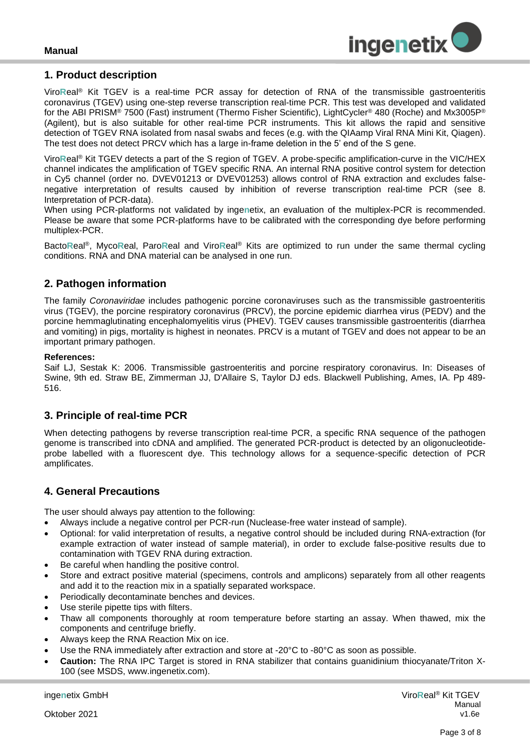## 1. Product description

ViroReal® Kit TGEV is a real-time PCR assay for detection of RNA of the transmissible gastroenteritis coronavirus (TGEV) using one-step reverse transcription real-time PCR. This test was developed and validated for the ABI PRISM® 7500 (Fast) instrument (Thermo Fisher Scientific), LightCycler® 480 (Roche) and Mx3005P® (Agilent), but is also suitable for other real-time PCR instruments. This kit allows the rapid and sensitive detection of TGEV RNA isolated from nasal swabs and feces (e.g. with the QIAamp Viral RNA Mini Kit, Qiagen). The test does not detect PRCV which has a large in-frame deletion in the 5' end of the S gene.

ViroReal® Kit TGEV detects a part of the S region of TGEV. A probe-specific amplification-curve in the VIC/HEX channel indicates the amplification of TGEV specific RNA. An internal RNA positive control system for detection in Cy5 channel (order no. DVEV01213 or DVEV01253) allows control of RNA extraction and excludes false-negative interpretation of results caused by inhibition of reverse transcription real-time PCR (see 8. Interpretation of PCR-data).

When using PCR-platforms not validated by ingenetix, an evaluation of the multiplex-PCR is recommended. Please be aware that some PCR-platforms have to be calibrated with the corresponding dye before performing multiplex-PCR.

BactoReal®, MycoReal, ParoReal and ViroReal® Kits are optimized to run under the same thermal cycling conditions. RNA and DNA material can be analysed in one run.

## 2. Pathogen information

The family *Coronaviridae* includes pathogenic porcine coronaviruses such as the transmissible gastroenteritis virus (TGEV), the porcine respiratory coronavirus (PRCV), the porcine epidemic diarrhea virus (PEDV) and the porcine hemmaglutinating encephalomyelitis virus (PHEV). TGEV causes transmissible gastroenteritis (diarrhea and vomiting) in pigs, mortality is highest in neonates. PRCV is a mutant of TGEV and does not appear to be an important primary pathogen.

**References:**

Saif LJ, Sestak K: 2006. Transmissible gastroenteritis and porcine respiratory coronavirus. In: Diseases of Swine, 9th ed. Straw BE, Zimmerman JJ, D'Allaire S, Taylor DJ eds. Blackwell Publishing, Ames, IA. Pp 489-516.

## 3. Principle of real-time PCR

When detecting pathogens by reverse transcription real-time PCR, a specific RNA sequence of the pathogen genome is transcribed into cDNA and amplified. The generated PCR-product is detected by an oligonucleotide-probe labelled with a fluorescent dye. This technology allows for a sequence-specific detection of PCR amplificates.

## 4. General Precautions

The user should always pay attention to the following:

- Always include a negative control per PCR-run (Nuclease-free water instead of sample).
- Optional: for valid interpretation of results, a negative control should be included during RNA-extraction (for example extraction of water instead of sample material), in order to exclude false-positive results due to contamination with TGEV RNA during extraction.
- Be careful when handling the positive control.
- Store and extract positive material (specimens, controls and amplicons) separately from all other reagents and add it to the reaction mix in a spatially separated workspace.
- Periodically decontaminate benches and devices.
- Use sterile pipette tips with filters.
- Thaw all components thoroughly at room temperature before starting an assay. When thawed, mix the components and centrifuge briefly.
- Always keep the RNA Reaction Mix on ice.
- Use the RNA immediately after extraction and store at -20°C to -80°C as soon as possible.
- **Caution:** The RNA IPC Target is stored in RNA stabilizer that contains guanidinium thiocyanate/Triton X-100 (see MSDS, www.ingenetix.com).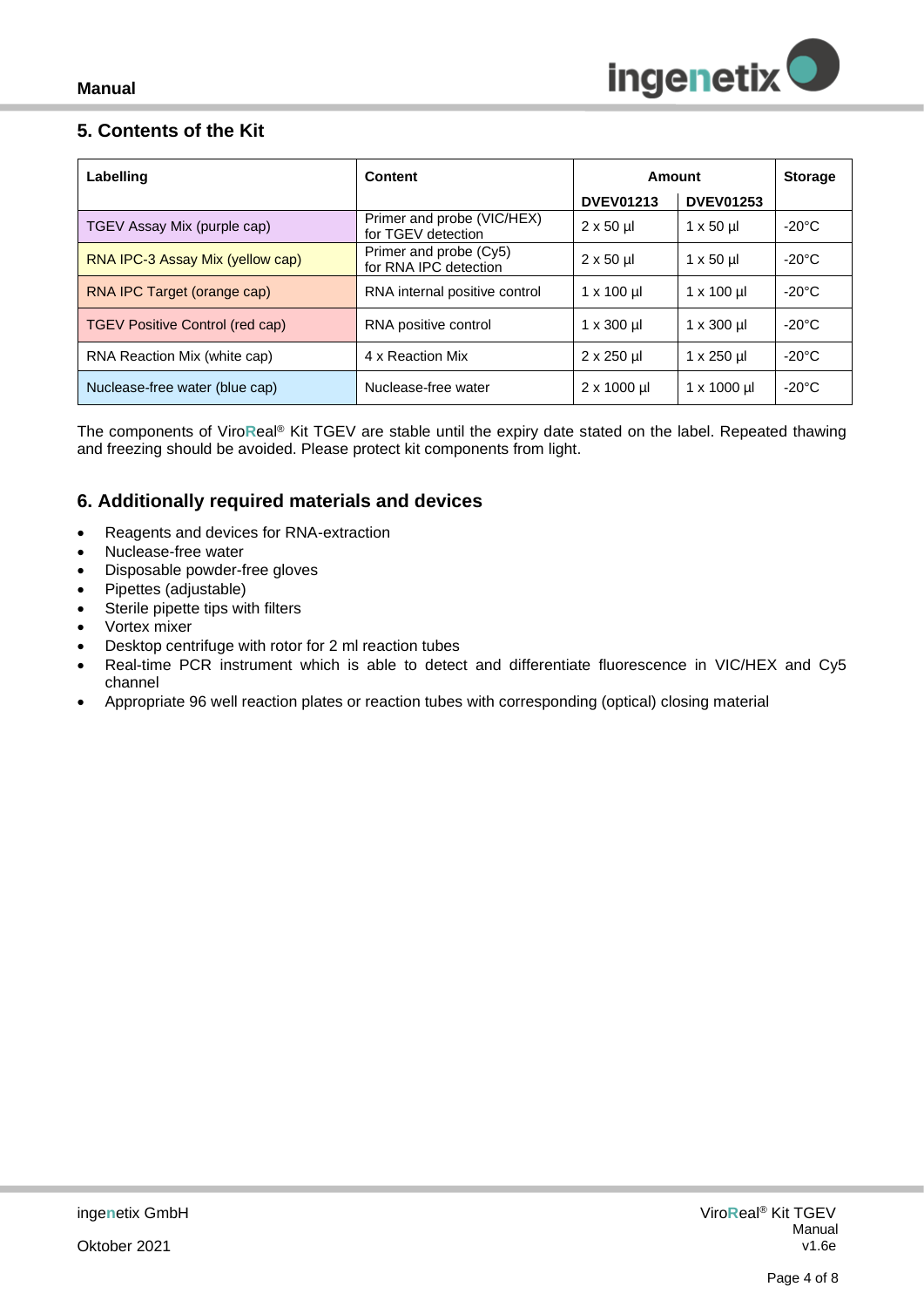## 5. Contents of the Kit

| Labelling | Content | Amount | | Storage |
|---|---|---|---|---|
| | | DVEV01213 | DVEV01253 | |
| TGEV Assay Mix (purple cap) | Primer and probe (VIC/HEX) for TGEV detection | 2 x 50 µl | 1 x 50 µl | -20°C |
| RNA IPC-3 Assay Mix (yellow cap) | Primer and probe (Cy5) for RNA IPC detection | 2 x 50 µl | 1 x 50 µl | -20°C |
| RNA IPC Target (orange cap) | RNA internal positive control | 1 x 100 µl | 1 x 100 µl | -20°C |
| TGEV Positive Control (red cap) | RNA positive control | 1 x 300 µl | 1 x 300 µl | -20°C |
| RNA Reaction Mix (white cap) | 4 x Reaction Mix | 2 x 250 µl | 1 x 250 µl | -20°C |
| Nuclease-free water (blue cap) | Nuclease-free water | 2 x 1000 µl | 1 x 1000 µl | -20°C |

The components of ViroReal® Kit TGEV are stable until the expiry date stated on the label. Repeated thawing and freezing should be avoided. Please protect kit components from light.

## 6. Additionally required materials and devices

- Reagents and devices for RNA-extraction
- Nuclease-free water
- Disposable powder-free gloves
- Pipettes (adjustable)
- Sterile pipette tips with filters
- Vortex mixer
- Desktop centrifuge with rotor for 2 ml reaction tubes
- Real-time PCR instrument which is able to detect and differentiate fluorescence in VIC/HEX and Cy5 channel
- Appropriate 96 well reaction plates or reaction tubes with corresponding (optical) closing material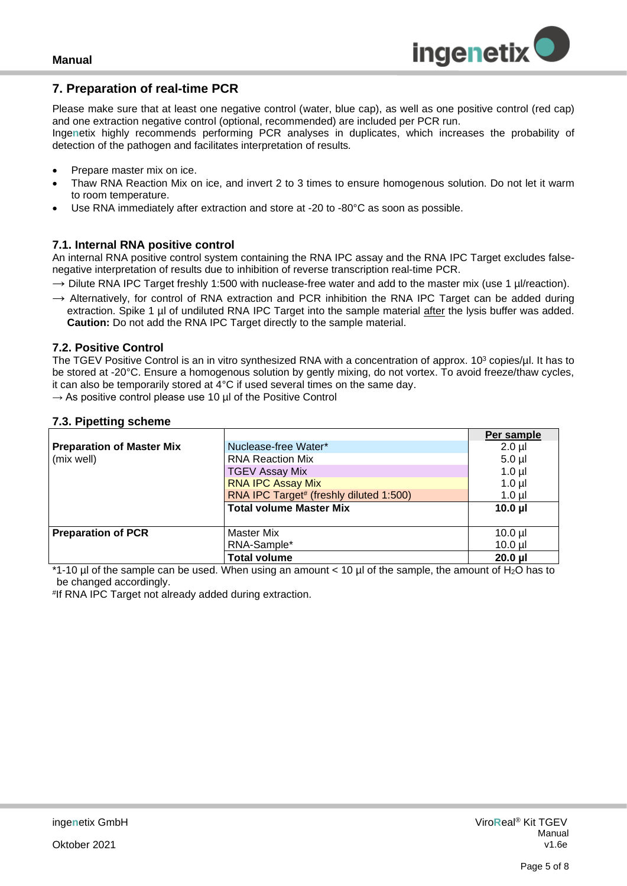## 7. Preparation of real-time PCR

Please make sure that at least one negative control (water, blue cap), as well as one positive control (red cap) and one extraction negative control (optional, recommended) are included per PCR run.
Ingenetix highly recommends performing PCR analyses in duplicates, which increases the probability of detection of the pathogen and facilitates interpretation of results.

- Prepare master mix on ice.
- Thaw RNA Reaction Mix on ice, and invert 2 to 3 times to ensure homogenous solution. Do not let it warm to room temperature.
- Use RNA immediately after extraction and store at -20 to -80°C as soon as possible.

### 7.1. Internal RNA positive control

An internal RNA positive control system containing the RNA IPC assay and the RNA IPC Target excludes false-negative interpretation of results due to inhibition of reverse transcription real-time PCR.

→ Dilute RNA IPC Target freshly 1:500 with nuclease-free water and add to the master mix (use 1 µl/reaction).

→ Alternatively, for control of RNA extraction and PCR inhibition the RNA IPC Target can be added during extraction. Spike 1 µl of undiluted RNA IPC Target into the sample material after the lysis buffer was added. **Caution:** Do not add the RNA IPC Target directly to the sample material.

### 7.2. Positive Control

The TGEV Positive Control is an in vitro synthesized RNA with a concentration of approx. $10^3$ copies/µl. It has to be stored at -20°C. Ensure a homogenous solution by gently mixing, do not vortex. To avoid freeze/thaw cycles, it can also be temporarily stored at 4°C if used several times on the same day.

→ As positive control please use 10 µl of the Positive Control

### 7.3. Pipetting scheme

| | | Per sample |
|---|---|---|
| **Preparation of Master Mix** (mix well) | Nuclease-free Water* | 2.0 µl |
| | RNA Reaction Mix | 5.0 µl |
| | TGEV Assay Mix | 1.0 µl |
| | RNA IPC Assay Mix | 1.0 µl |
| | RNA IPC Target# (freshly diluted 1:500) | 1.0 µl |
| | **Total volume Master Mix** | **10.0 µl** |
| **Preparation of PCR** | Master Mix | 10.0 µl |
| | RNA-Sample* | 10.0 µl |
| | **Total volume** | **20.0 µl** |

*1-10 µl of the sample can be used. When using an amount < 10 µl of the sample, the amount of $H_2O$ has to be changed accordingly.

#If RNA IPC Target not already added during extraction.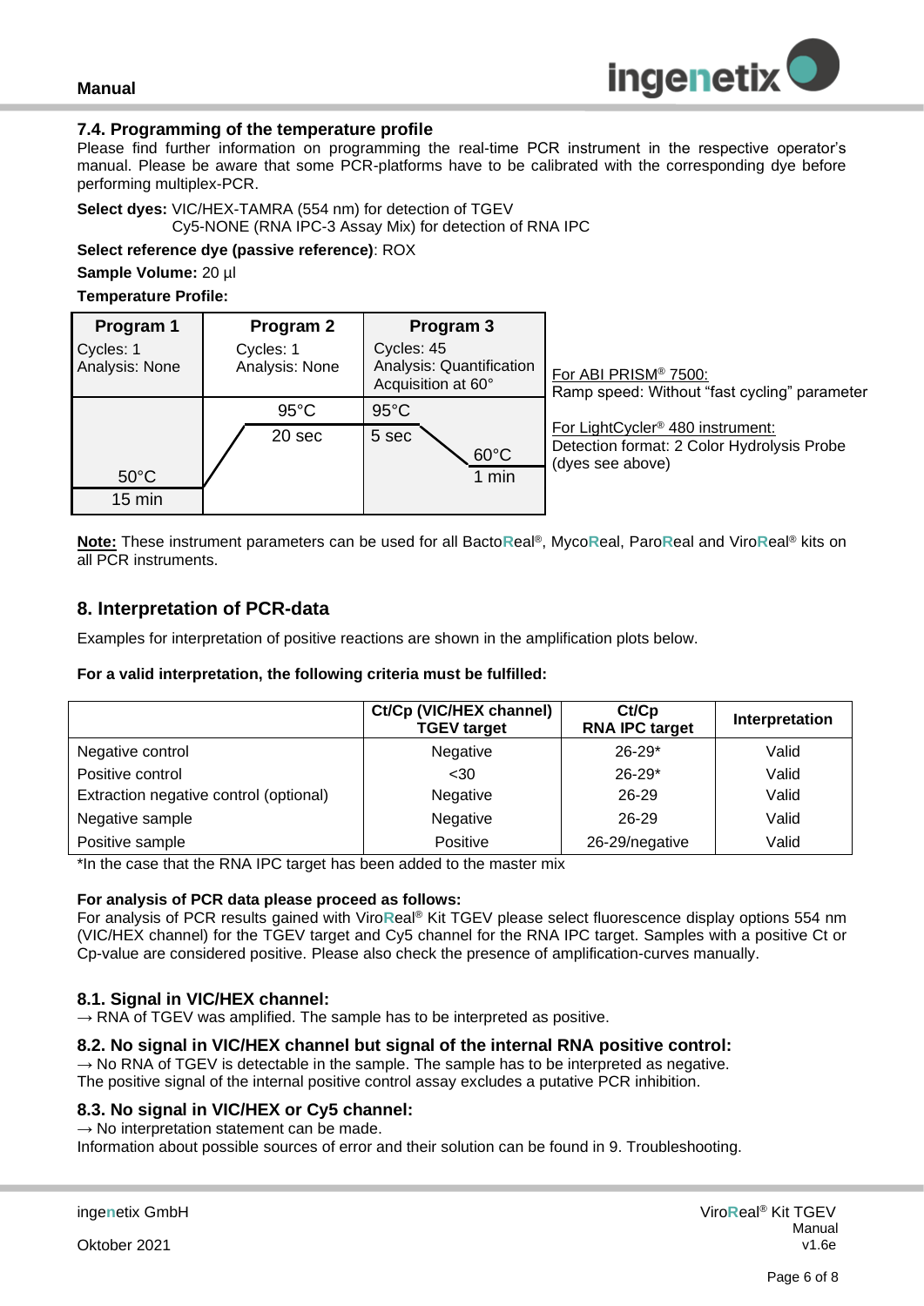### 7.4. Programming of the temperature profile

Please find further information on programming the real-time PCR instrument in the respective operator's manual. Please be aware that some PCR-platforms have to be calibrated with the corresponding dye before performing multiplex-PCR.

**Select dyes:** VIC/HEX-TAMRA (554 nm) for detection of TGEV
Cy5-NONE (RNA IPC-3 Assay Mix) for detection of RNA IPC

**Select reference dye (passive reference)**: ROX

**Sample Volume:** 20 µl

**Temperature Profile:**

| Program 1 | Program 2 | Program 3 | |
|---|---|---|---|
| Cycles: 1<br>Analysis: None | Cycles: 1<br>Analysis: None | Cycles: 45<br>Analysis: Quantification<br>Acquisition at 60° | |
| | 95°C | 95°C | |
| | 20 sec | 5 sec | 60°C |
| 50°C | | | 1 min |
| 15 min | | | |

For ABI PRISM® 7500:
Ramp speed: Without "fast cycling" parameter

For LightCycler® 480 instrument:
Detection format: 2 Color Hydrolysis Probe (dyes see above)

**Note:** These instrument parameters can be used for all BactoReal®, MycoReal, ParoReal and ViroReal® kits on all PCR instruments.

## 8. Interpretation of PCR-data

Examples for interpretation of positive reactions are shown in the amplification plots below.

**For a valid interpretation, the following criteria must be fulfilled:**

| | Ct/Cp (VIC/HEX channel) TGEV target | Ct/Cp RNA IPC target | Interpretation |
|---|---|---|---|
| Negative control | Negative | 26-29* | Valid |
| Positive control | <30 | 26-29* | Valid |
| Extraction negative control (optional) | Negative | 26-29 | Valid |
| Negative sample | Negative | 26-29 | Valid |
| Positive sample | Positive | 26-29/negative | Valid |

*In the case that the RNA IPC target has been added to the master mix

**For analysis of PCR data please proceed as follows:**
For analysis of PCR results gained with ViroReal® Kit TGEV please select fluorescence display options 554 nm (VIC/HEX channel) for the TGEV target and Cy5 channel for the RNA IPC target. Samples with a positive Ct or Cp-value are considered positive. Please also check the presence of amplification-curves manually.

### 8.1. Signal in VIC/HEX channel:

→ RNA of TGEV was amplified. The sample has to be interpreted as positive.

### 8.2. No signal in VIC/HEX channel but signal of the internal RNA positive control:

→ No RNA of TGEV is detectable in the sample. The sample has to be interpreted as negative.
The positive signal of the internal positive control assay excludes a putative PCR inhibition.

### 8.3. No signal in VIC/HEX or Cy5 channel:

→ No interpretation statement can be made.
Information about possible sources of error and their solution can be found in 9. Troubleshooting.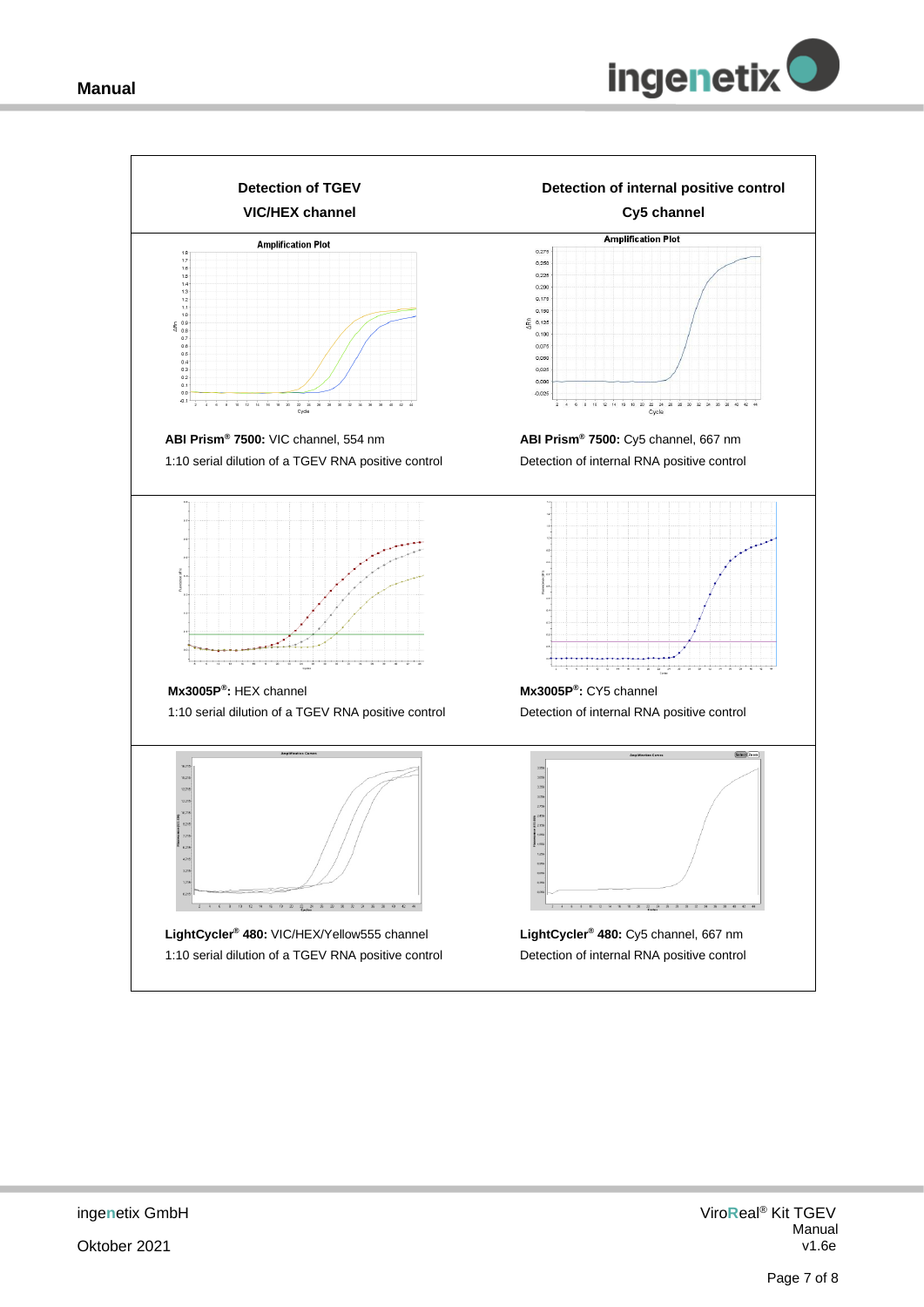| Detection of TGEV<br>VIC/HEX channel | Detection of internal positive control<br>Cy5 channel |
|---|---|
| **ABI Prism® 7500:** VIC channel, 554 nm<br>1:10 serial dilution of a TGEV RNA positive control | **ABI Prism® 7500:** Cy5 channel, 667 nm<br>Detection of internal RNA positive control |
| **Mx3005P®:** HEX channel<br>1:10 serial dilution of a TGEV RNA positive control | **Mx3005P®:** CY5 channel<br>Detection of internal RNA positive control |
| **LightCycler® 480:** VIC/HEX/Yellow555 channel<br>1:10 serial dilution of a TGEV RNA positive control | **LightCycler® 480:** Cy5 channel, 667 nm<br>Detection of internal RNA positive control |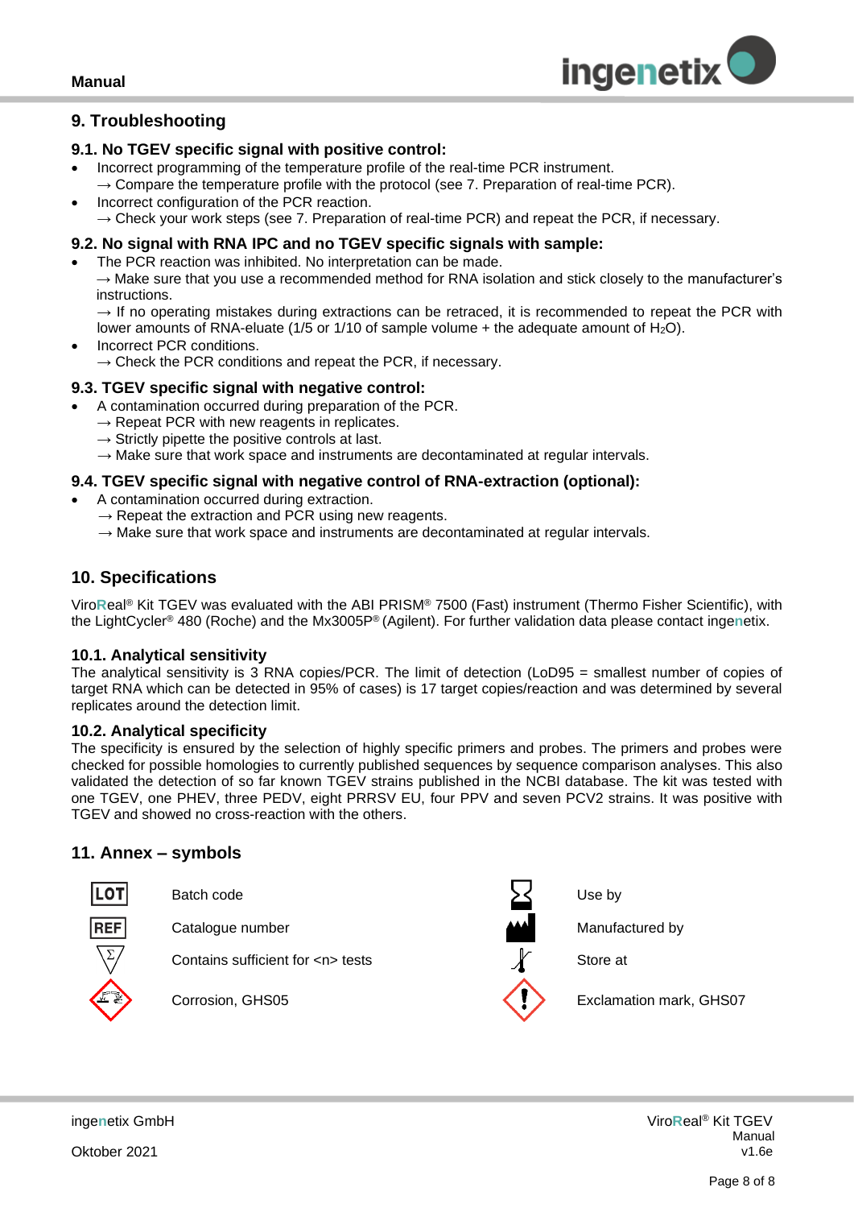## 9. Troubleshooting

### 9.1. No TGEV specific signal with positive control:

- Incorrect programming of the temperature profile of the real-time PCR instrument.
  → Compare the temperature profile with the protocol (see 7. Preparation of real-time PCR).
- Incorrect configuration of the PCR reaction.
  → Check your work steps (see 7. Preparation of real-time PCR) and repeat the PCR, if necessary.

### 9.2. No signal with RNA IPC and no TGEV specific signals with sample:

- The PCR reaction was inhibited. No interpretation can be made.
  → Make sure that you use a recommended method for RNA isolation and stick closely to the manufacturer's instructions.
  → If no operating mistakes during extractions can be retraced, it is recommended to repeat the PCR with lower amounts of RNA-eluate (1/5 or 1/10 of sample volume + the adequate amount of $H_2O$).
- Incorrect PCR conditions.
  → Check the PCR conditions and repeat the PCR, if necessary.

### 9.3. TGEV specific signal with negative control:

- A contamination occurred during preparation of the PCR.
  → Repeat PCR with new reagents in replicates.
  → Strictly pipette the positive controls at last.
  → Make sure that work space and instruments are decontaminated at regular intervals.

### 9.4. TGEV specific signal with negative control of RNA-extraction (optional):

- A contamination occurred during extraction.
  → Repeat the extraction and PCR using new reagents.
  → Make sure that work space and instruments are decontaminated at regular intervals.

## 10. Specifications

ViroReal® Kit TGEV was evaluated with the ABI PRISM® 7500 (Fast) instrument (Thermo Fisher Scientific), with the LightCycler® 480 (Roche) and the Mx3005P® (Agilent). For further validation data please contact ingenetix.

### 10.1. Analytical sensitivity

The analytical sensitivity is 3 RNA copies/PCR. The limit of detection (LoD95 = smallest number of copies of target RNA which can be detected in 95% of cases) is 17 target copies/reaction and was determined by several replicates around the detection limit.

### 10.2. Analytical specificity

The specificity is ensured by the selection of highly specific primers and probes. The primers and probes were checked for possible homologies to currently published sequences by sequence comparison analyses. This also validated the detection of so far known TGEV strains published in the NCBI database. The kit was tested with one TGEV, one PHEV, three PEDV, eight PRRSV EU, four PPV and seven PCV2 strains. It was positive with TGEV and showed no cross-reaction with the others.

## 11. Annex – symbols

| | | | |
|---|---|---|---|
| LOT | Batch code | | Use by |
| REF | Catalogue number | | Manufactured by |
| Σ | Contains sufficient for <n> tests | | Store at |
| | Corrosion, GHS05 | | Exclamation mark, GHS07 |